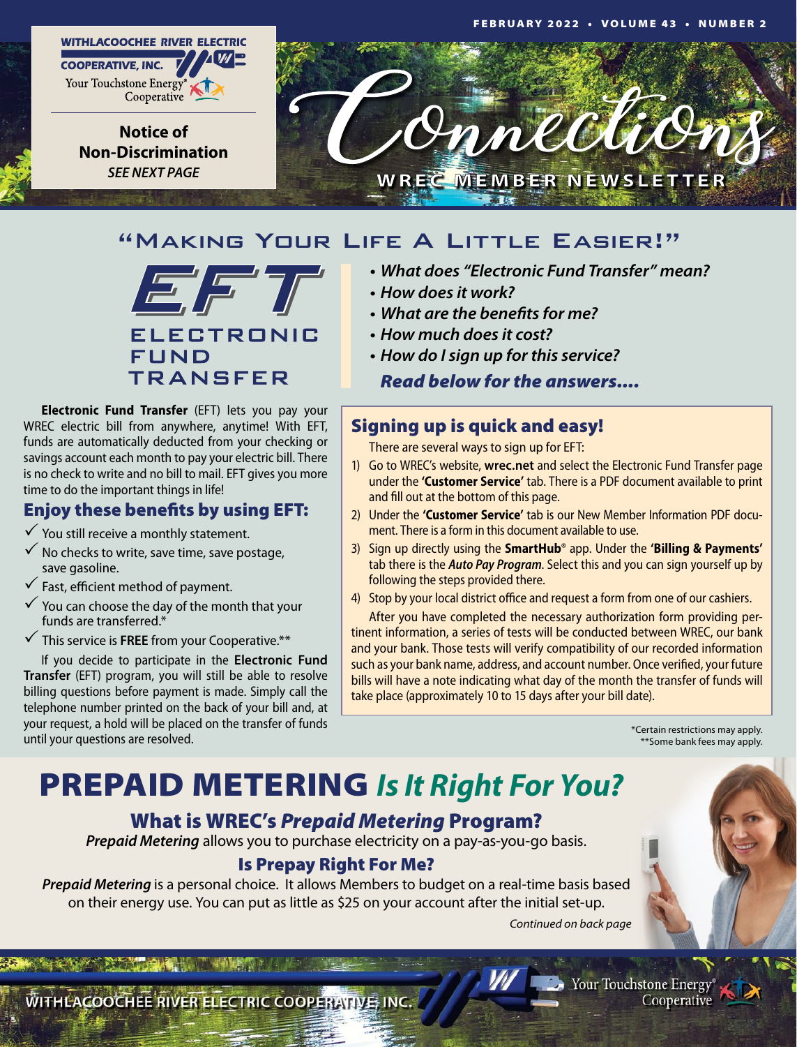WITHLACOOCHEE RIVER ELECTRIC COOPERATIVE, INC.
Your Touchstone Energy® Cooperative

**Notice of Non-Discrimination**
***SEE NEXT PAGE***

# Connections

WREC MEMBER NEWSLETTER

## "Making Your Life A Little Easier!"

# EFT
## ELECTRONIC FUND TRANSFER

- ***What does "Electronic Fund Transfer" mean?***
- ***How does it work?***
- ***What are the benefits for me?***
- ***How much does it cost?***
- ***How do I sign up for this service?***

***Read below for the answers....***

**Electronic Fund Transfer** (EFT) lets you pay your WREC electric bill from anywhere, anytime! With EFT, funds are automatically deducted from your checking or savings account each month to pay your electric bill. There is no check to write and no bill to mail. EFT gives you more time to do the important things in life!

### Enjoy these benefits by using EFT:

- ✓ You still receive a monthly statement.
- ✓ No checks to write, save time, save postage, save gasoline.
- ✓ Fast, efficient method of payment.
- ✓ You can choose the day of the month that your funds are transferred.*
- ✓ This service is **FREE** from your Cooperative.**

If you decide to participate in the **Electronic Fund Transfer** (EFT) program, you will still be able to resolve billing questions before payment is made. Simply call the telephone number printed on the back of your bill and, at your request, a hold will be placed on the transfer of funds until your questions are resolved.

### Signing up is quick and easy!

There are several ways to sign up for EFT:

1) Go to WREC's website, **wrec.net** and select the Electronic Fund Transfer page under the **'Customer Service'** tab. There is a PDF document available to print and fill out at the bottom of this page.
2) Under the **'Customer Service'** tab is our New Member Information PDF document. There is a form in this document available to use.
3) Sign up directly using the **SmartHub**® app. Under the **'Billing & Payments'** tab there is the ***Auto Pay Program***. Select this and you can sign yourself up by following the steps provided there.
4) Stop by your local district office and request a form from one of our cashiers.

After you have completed the necessary authorization form providing pertinent information, a series of tests will be conducted between WREC, our bank and your bank. Those tests will verify compatibility of our recorded information such as your bank name, address, and account number. Once verified, your future bills will have a note indicating what day of the month the transfer of funds will take place (approximately 10 to 15 days after your bill date).

*Certain restrictions may apply.
**Some bank fees may apply.

# PREPAID METERING *Is It Right For You?*

## What is WREC's *Prepaid Metering* Program?

***Prepaid Metering*** allows you to purchase electricity on a pay-as-you-go basis.

### Is Prepay Right For Me?

***Prepaid Metering*** is a personal choice. It allows Members to budget on a real-time basis based on their energy use. You can put as little as $25 on your account after the initial set-up.

*Continued on back page*

WITHLACOOCHEE RIVER ELECTRIC COOPERATIVE, INC. Your Touchstone Energy® Cooperative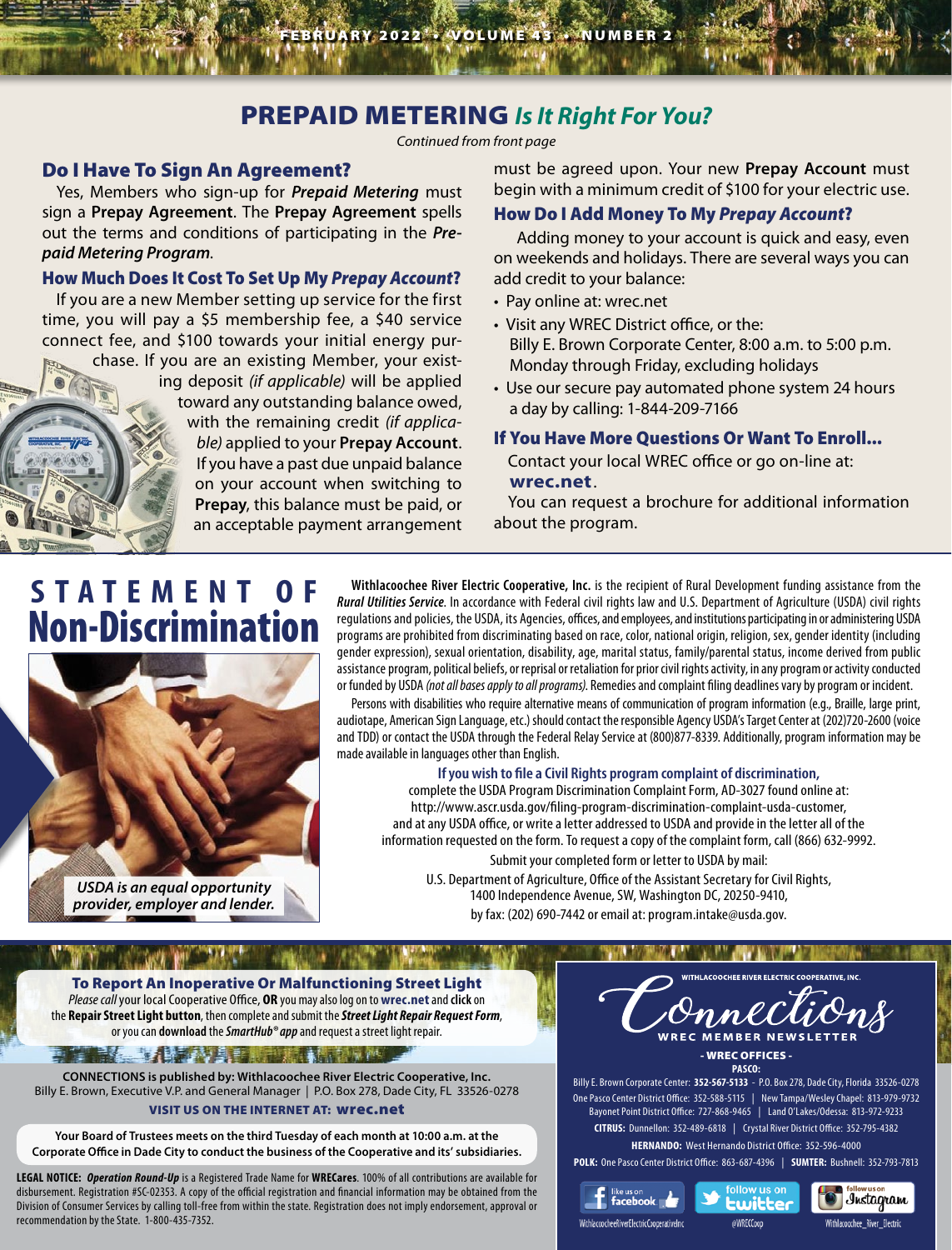# PREPAID METERING *Is It Right For You?*

*Continued from front page*

### Do I Have To Sign An Agreement?

Yes, Members who sign-up for ***Prepaid Metering*** must sign a **Prepay Agreement**. The **Prepay Agreement** spells out the terms and conditions of participating in the ***Prepaid Metering Program***.

### How Much Does It Cost To Set Up My *Prepay Account*?

If you are a new Member setting up service for the first time, you will pay a $5 membership fee, a $40 service connect fee, and $100 towards your initial energy purchase. If you are an existing Member, your existing deposit *(if applicable)* will be applied toward any outstanding balance owed, with the remaining credit *(if applicable)* applied to your **Prepay Account**. If you have a past due unpaid balance on your account when switching to **Prepay**, this balance must be paid, or an acceptable payment arrangement must be agreed upon. Your new **Prepay Account** must begin with a minimum credit of $100 for your electric use.

### How Do I Add Money To My *Prepay Account*?

Adding money to your account is quick and easy, even on weekends and holidays. There are several ways you can add credit to your balance:

- Pay online at: wrec.net
- Visit any WREC District office, or the: Billy E. Brown Corporate Center, 8:00 a.m. to 5:00 p.m. Monday through Friday, excluding holidays
- Use our secure pay automated phone system 24 hours a day by calling: 1-844-209-7166

### If You Have More Questions Or Want To Enroll...

Contact your local WREC office or go on-line at: **wrec.net**.

You can request a brochure for additional information about the program.

## STATEMENT OF Non-Discrimination

*USDA is an equal opportunity provider, employer and lender.*

**Withlacoochee River Electric Cooperative, Inc.** is the recipient of Rural Development funding assistance from the ***Rural Utilities Service***. In accordance with Federal civil rights law and U.S. Department of Agriculture (USDA) civil rights regulations and policies, the USDA, its Agencies, offices, and employees, and institutions participating in or administering USDA programs are prohibited from discriminating based on race, color, national origin, religion, sex, gender identity (including gender expression), sexual orientation, disability, age, marital status, family/parental status, income derived from public assistance program, political beliefs, or reprisal or retaliation for prior civil rights activity, in any program or activity conducted or funded by USDA *(not all bases apply to all programs)*. Remedies and complaint filing deadlines vary by program or incident.

Persons with disabilities who require alternative means of communication of program information (e.g., Braille, large print, audiotape, American Sign Language, etc.) should contact the responsible Agency USDA's Target Center at (202)720-2600 (voice and TDD) or contact the USDA through the Federal Relay Service at (800)877-8339. Additionally, program information may be made available in languages other than English.

**If you wish to file a Civil Rights program complaint of discrimination,**
complete the USDA Program Discrimination Complaint Form, AD-3027 found online at: http://www.ascr.usda.gov/filing-program-discrimination-complaint-usda-customer, and at any USDA office, or write a letter addressed to USDA and provide in the letter all of the information requested on the form. To request a copy of the complaint form, call (866) 632-9992.

Submit your completed form or letter to USDA by mail:
U.S. Department of Agriculture, Office of the Assistant Secretary for Civil Rights, 1400 Independence Avenue, SW, Washington DC, 20250-9410, by fax: (202) 690-7442 or email at: program.intake@usda.gov.

### To Report An Inoperative Or Malfunctioning Street Light

*Please call* your local Cooperative Office, **OR** you may also log on to **wrec.net** and **click** on the **Repair Street Light button**, then complete and submit the ***Street Light Repair Request Form***, or you can **download** the ***SmartHub® app*** and request a street light repair.

**CONNECTIONS is published by: Withlacoochee River Electric Cooperative, Inc.**
Billy E. Brown, Executive V.P. and General Manager | P.O. Box 278, Dade City, FL 33526-0278

**VISIT US ON THE INTERNET AT: wrec.net**

**Your Board of Trustees meets on the third Tuesday of each month at 10:00 a.m. at the Corporate Office in Dade City to conduct the business of the Cooperative and its' subsidiaries.**

**LEGAL NOTICE:** ***Operation Round-Up*** is a Registered Trade Name for **WRECares**. 100% of all contributions are available for disbursement. Registration #SC-02353. A copy of the official registration and financial information may be obtained from the Division of Consumer Services by calling toll-free from within the state. Registration does not imply endorsement, approval or recommendation by the State. 1-800-435-7352.

WITHLACOOCHEE RIVER ELECTRIC COOPERATIVE, INC.

## Connections

WREC MEMBER NEWSLETTER

**- WREC OFFICES -**

**PASCO:**
Billy E. Brown Corporate Center: **352-567-5133** - P.O. Box 278, Dade City, Florida 33526-0278
One Pasco Center District Office: 352-588-5115 | New Tampa/Wesley Chapel: 813-979-9732
Bayonet Point District Office: 727-868-9465 | Land O'Lakes/Odessa: 813-972-9233

**CITRUS:** Dunnellon: 352-489-6818 | Crystal River District Office: 352-795-4382

**HERNANDO:** West Hernando District Office: 352-596-4000

**POLK:** One Pasco Center District Office: 863-687-4396 | **SUMTER:** Bushnell: 352-793-7813

Like us on facebook – WithlacoocheeRiverElectricCooperativeInc
Follow us on twitter – @WRECCoop
Follow us on Instagram – Withlacoochee_River_Electric